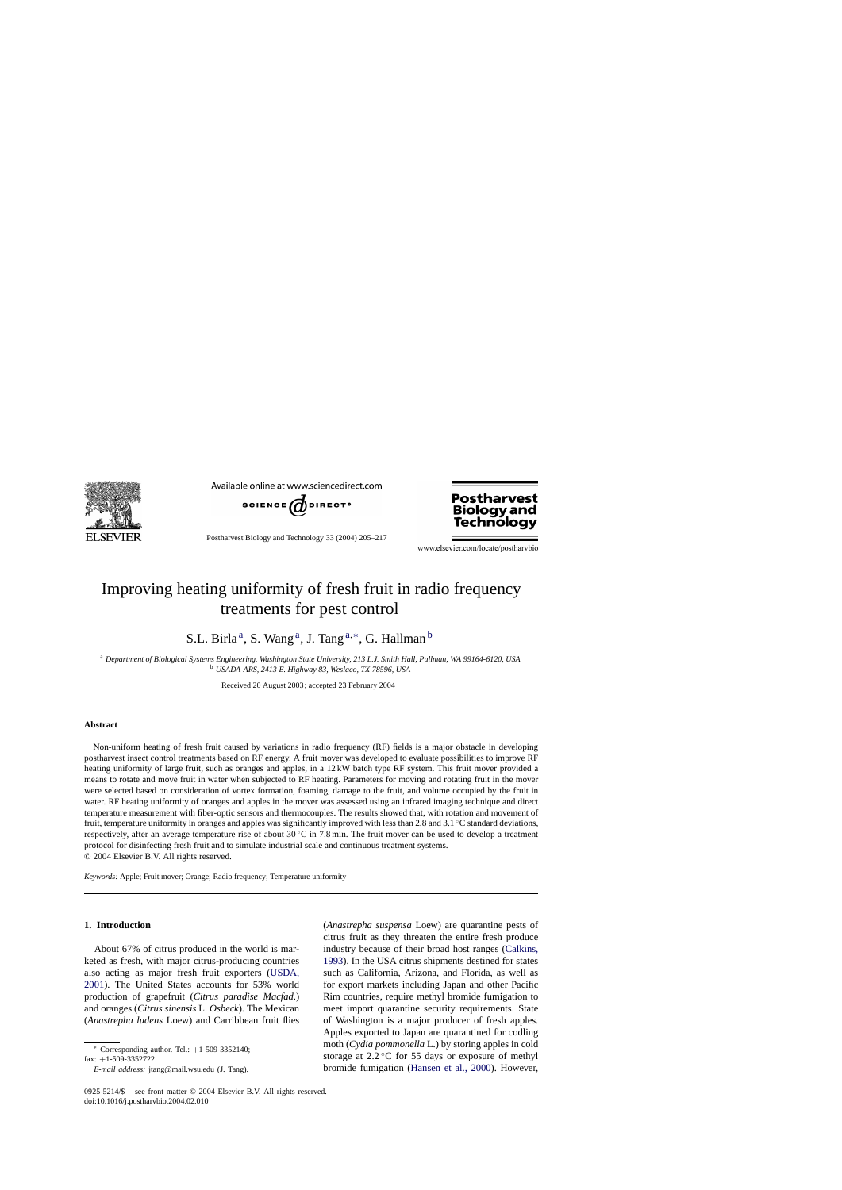# Improving heating uniformity of fresh fruit in radio frequency treatments for pest control

S.L. Birla[a], S. Wang[a], J. Tang[a,*], G. Hallman[b]

[a] *Department of Biological Systems Engineering, Washington State University, 213 L.J. Smith Hall, Pullman, WA 99164-6120, USA*
[b] *USADA-ARS, 2413 E. Highway 83, Weslaco, TX 78596, USA*

Received 20 August 2003; accepted 23 February 2004

## Abstract

Non-uniform heating of fresh fruit caused by variations in radio frequency (RF) fields is a major obstacle in developing postharvest insect control treatments based on RF energy. A fruit mover was developed to evaluate possibilities to improve RF heating uniformity of large fruit, such as oranges and apples, in a 12 kW batch type RF system. This fruit mover provided a means to rotate and move fruit in water when subjected to RF heating. Parameters for moving and rotating fruit in the mover were selected based on consideration of vortex formation, foaming, damage to the fruit, and volume occupied by the fruit in water. RF heating uniformity of oranges and apples in the mover was assessed using an infrared imaging technique and direct temperature measurement with fiber-optic sensors and thermocouples. The results showed that, with rotation and movement of fruit, temperature uniformity in oranges and apples was significantly improved with less than 2.8 and 3.1 °C standard deviations, respectively, after an average temperature rise of about 30 °C in 7.8 min. The fruit mover can be used to develop a treatment protocol for disinfecting fresh fruit and to simulate industrial scale and continuous treatment systems.
© 2004 Elsevier B.V. All rights reserved.

*Keywords:* Apple; Fruit mover; Orange; Radio frequency; Temperature uniformity

## 1. Introduction

About 67% of citrus produced in the world is marketed as fresh, with major citrus-producing countries also acting as major fresh fruit exporters (USDA, 2001). The United States accounts for 53% world production of grapefruit (*Citrus paradise Macfad.*) and oranges (*Citrus sinensis* L. *Osbeck*). The Mexican (*Anastrepha ludens* Loew) and Carribbean fruit flies (*Anastrepha suspensa* Loew) are quarantine pests of citrus fruit as they threaten the entire fresh produce industry because of their broad host ranges (Calkins, 1993). In the USA citrus shipments destined for states such as California, Arizona, and Florida, as well as for export markets including Japan and other Pacific Rim countries, require methyl bromide fumigation to meet import quarantine security requirements. State of Washington is a major producer of fresh apples. Apples exported to Japan are quarantined for codling moth (*Cydia pommonella* L.) by storing apples in cold storage at 2.2 °C for 55 days or exposure of methyl bromide fumigation (Hansen et al., 2000). However,

* Corresponding author. Tel.: +1-509-3352140; fax: +1-509-3352722.
*E-mail address:* jtang@mail.wsu.edu (J. Tang).

0925-5214/$ – see front matter © 2004 Elsevier B.V. All rights reserved.
doi:10.1016/j.postharvbio.2004.02.010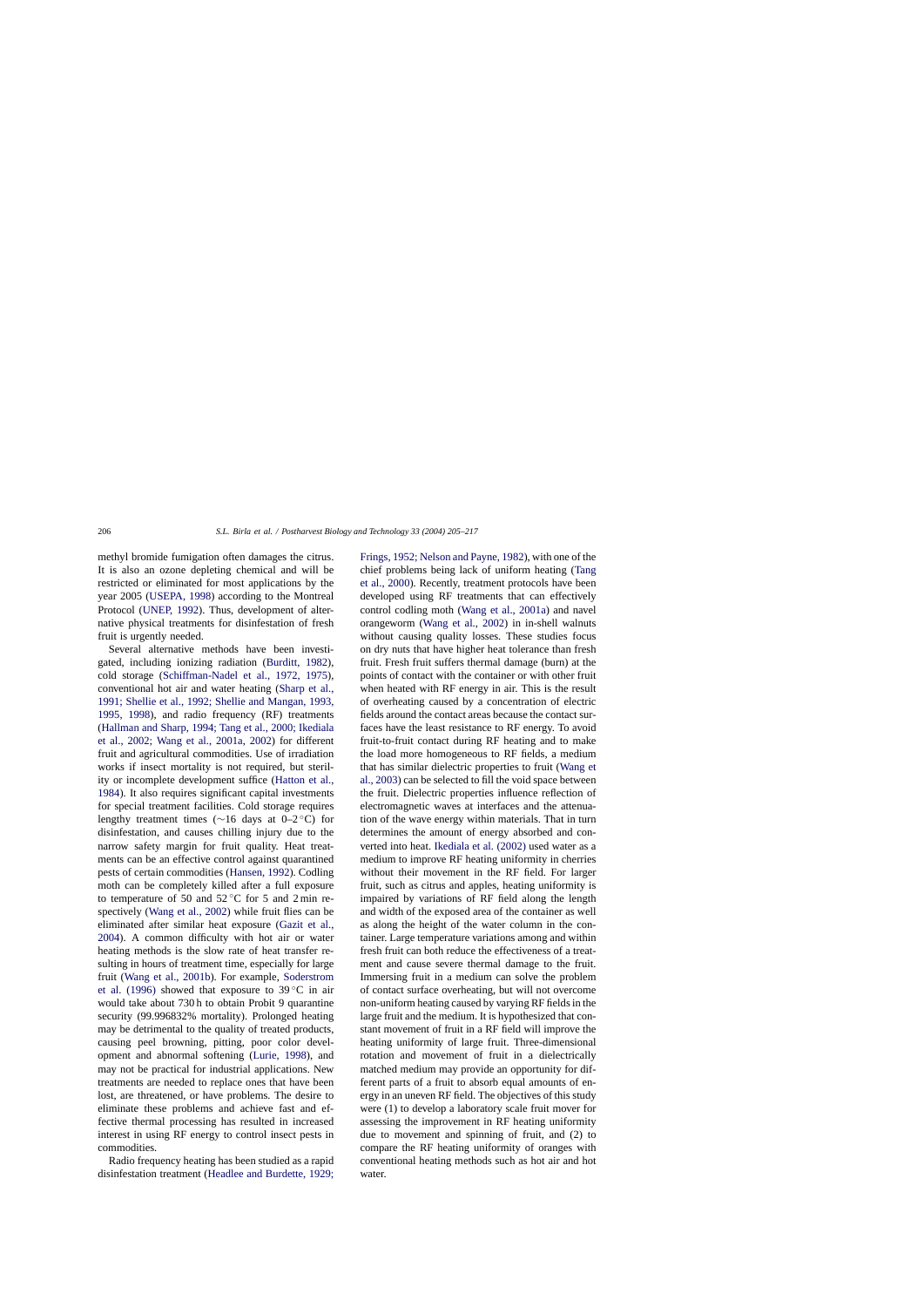methyl bromide fumigation often damages the citrus. It is also an ozone depleting chemical and will be restricted or eliminated for most applications by the year 2005 (USEPA, 1998) according to the Montreal Protocol (UNEP, 1992). Thus, development of alternative physical treatments for disinfestation of fresh fruit is urgently needed.

Several alternative methods have been investigated, including ionizing radiation (Burditt, 1982), cold storage (Schiffman-Nadel et al., 1972, 1975), conventional hot air and water heating (Sharp et al., 1991; Shellie et al., 1992; Shellie and Mangan, 1993, 1995, 1998), and radio frequency (RF) treatments (Hallman and Sharp, 1994; Tang et al., 2000; Ikediala et al., 2002; Wang et al., 2001a, 2002) for different fruit and agricultural commodities. Use of irradiation works if insect mortality is not required, but sterility or incomplete development suffice (Hatton et al., 1984). It also requires significant capital investments for special treatment facilities. Cold storage requires lengthy treatment times (~16 days at 0–2 °C) for disinfestation, and causes chilling injury due to the narrow safety margin for fruit quality. Heat treatments can be an effective control against quarantined pests of certain commodities (Hansen, 1992). Codling moth can be completely killed after a full exposure to temperature of 50 and 52 °C for 5 and 2 min respectively (Wang et al., 2002) while fruit flies can be eliminated after similar heat exposure (Gazit et al., 2004). A common difficulty with hot air or water heating methods is the slow rate of heat transfer resulting in hours of treatment time, especially for large fruit (Wang et al., 2001b). For example, Soderstrom et al. (1996) showed that exposure to 39 °C in air would take about 730 h to obtain Probit 9 quarantine security (99.996832% mortality). Prolonged heating may be detrimental to the quality of treated products, causing peel browning, pitting, poor color development and abnormal softening (Lurie, 1998), and may not be practical for industrial applications. New treatments are needed to replace ones that have been lost, are threatened, or have problems. The desire to eliminate these problems and achieve fast and effective thermal processing has resulted in increased interest in using RF energy to control insect pests in commodities.

Radio frequency heating has been studied as a rapid disinfestation treatment (Headlee and Burdette, 1929; Frings, 1952; Nelson and Payne, 1982), with one of the chief problems being lack of uniform heating (Tang et al., 2000). Recently, treatment protocols have been developed using RF treatments that can effectively control codling moth (Wang et al., 2001a) and navel orangeworm (Wang et al., 2002) in in-shell walnuts without causing quality losses. These studies focus on dry nuts that have higher heat tolerance than fresh fruit. Fresh fruit suffers thermal damage (burn) at the points of contact with the container or with other fruit when heated with RF energy in air. This is the result of overheating caused by a concentration of electric fields around the contact areas because the contact surfaces have the least resistance to RF energy. To avoid fruit-to-fruit contact during RF heating and to make the load more homogeneous to RF fields, a medium that has similar dielectric properties to fruit (Wang et al., 2003) can be selected to fill the void space between the fruit. Dielectric properties influence reflection of electromagnetic waves at interfaces and the attenuation of the wave energy within materials. That in turn determines the amount of energy absorbed and converted into heat. Ikediala et al. (2002) used water as a medium to improve RF heating uniformity in cherries without their movement in the RF field. For larger fruit, such as citrus and apples, heating uniformity is impaired by variations of RF field along the length and width of the exposed area of the container as well as along the height of the water column in the container. Large temperature variations among and within fresh fruit can both reduce the effectiveness of a treatment and cause severe thermal damage to the fruit. Immersing fruit in a medium can solve the problem of contact surface overheating, but will not overcome non-uniform heating caused by varying RF fields in the large fruit and the medium. It is hypothesized that constant movement of fruit in a RF field will improve the heating uniformity of large fruit. Three-dimensional rotation and movement of fruit in a dielectrically matched medium may provide an opportunity for different parts of a fruit to absorb equal amounts of energy in an uneven RF field. The objectives of this study were (1) to develop a laboratory scale fruit mover for assessing the improvement in RF heating uniformity due to movement and spinning of fruit, and (2) to compare the RF heating uniformity of oranges with conventional heating methods such as hot air and hot water.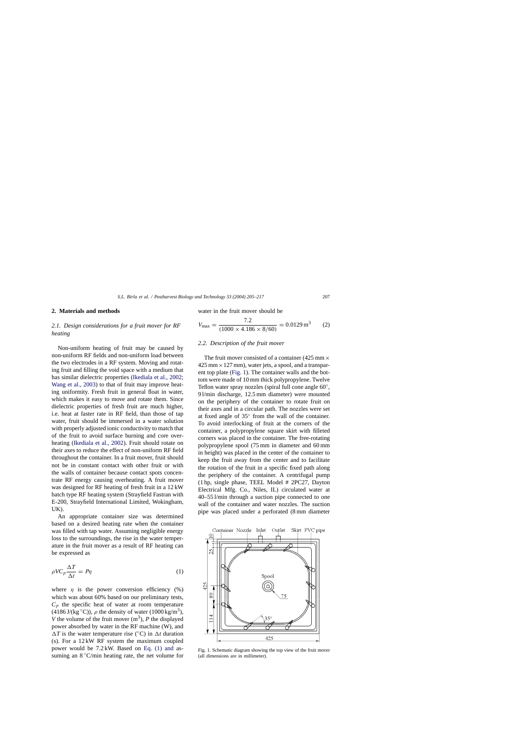## 2. Materials and methods

### *2.1. Design considerations for a fruit mover for RF heating*

Non-uniform heating of fruit may be caused by non-uniform RF fields and non-uniform load between the two electrodes in a RF system. Moving and rotating fruit and filling the void space with a medium that has similar dielectric properties (Ikediala et al., 2002; Wang et al., 2003) to that of fruit may improve heating uniformity. Fresh fruit in general float in water, which makes it easy to move and rotate them. Since dielectric properties of fresh fruit are much higher, i.e. heat at faster rate in RF field, than those of tap water, fruit should be immersed in a water solution with properly adjusted ionic conductivity to match that of the fruit to avoid surface burning and core overheating (Ikediala et al., 2002). Fruit should rotate on their axes to reduce the effect of non-uniform RF field throughout the container. In a fruit mover, fruit should not be in constant contact with other fruit or with the walls of container because contact spots concentrate RF energy causing overheating. A fruit mover was designed for RF heating of fresh fruit in a 12 kW batch type RF heating system (Strayfield Fastran with E-200, Strayfield International Limited, Wokingham, UK).

An appropriate container size was determined based on a desired heating rate when the container was filled with tap water. Assuming negligible energy loss to the surroundings, the rise in the water temperature in the fruit mover as a result of RF heating can be expressed as

$$\rho V C_p \frac{\Delta T}{\Delta t} = P\eta \tag{1}$$

where $\eta$ is the power conversion efficiency (%) which was about 60% based on our preliminary tests, $C_p$ the specific heat of water at room temperature (4186 J/(kg °C)), $\rho$ the density of water (1000 kg/m$^3$), $V$ the volume of the fruit mover (m$^3$), $P$ the displayed power absorbed by water in the RF machine (W), and $\Delta T$ is the water temperature rise (°C) in $\Delta t$ duration (s). For a 12 kW RF system the maximum coupled power would be 7.2 kW. Based on Eq. (1) and assuming an 8 °C/min heating rate, the net volume for water in the fruit mover should be

$$V_{\max} = \frac{7.2}{(1000 \times 4.186 \times 8/60)} = 0.0129\,\text{m}^3 \tag{2}$$

### *2.2. Description of the fruit mover*

The fruit mover consisted of a container (425 mm × 425 mm × 127 mm), water jets, a spool, and a transparent top plate (Fig. 1). The container walls and the bottom were made of 10 mm thick polypropylene. Twelve Teflon water spray nozzles (spiral full cone angle 60°, 9 l/min discharge, 12.5 mm diameter) were mounted on the periphery of the container to rotate fruit on their axes and in a circular path. The nozzles were set at fixed angle of 35° from the wall of the container. To avoid interlocking of fruit at the corners of the container, a polypropylene square skirt with filleted corners was placed in the container. The free-rotating polypropylene spool (75 mm in diameter and 60 mm in height) was placed in the center of the container to keep the fruit away from the center and to facilitate the rotation of the fruit in a specific fixed path along the periphery of the container. A centrifugal pump (1 hp, single phase, TEEL Model # 2PC27, Dayton Electrical Mfg. Co., Niles, IL) circulated water at 40–55 l/min through a suction pipe connected to one wall of the container and water nozzles. The suction pipe was placed under a perforated (8 mm diameter

Fig. 1. Schematic diagram showing the top view of the fruit mover (all dimensions are in millimeter).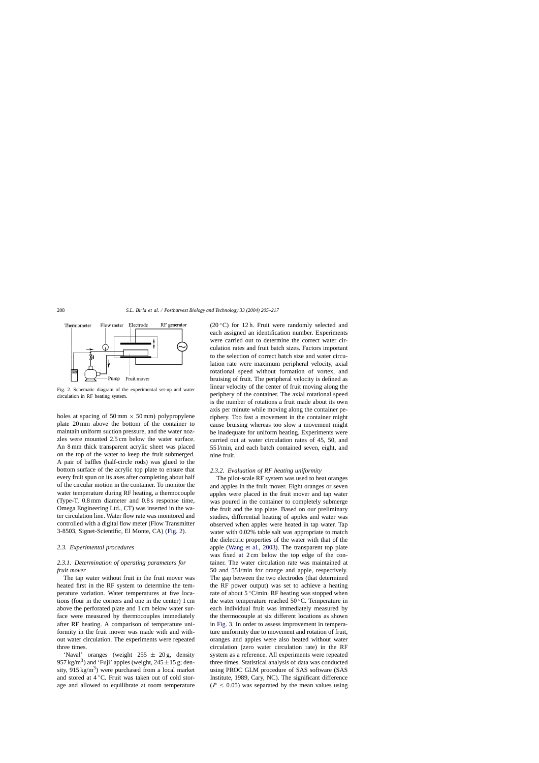Fig. 2. Schematic diagram of the experimental set-up and water circulation in RF heating system.

holes at spacing of 50 mm × 50 mm) polypropylene plate 20 mm above the bottom of the container to maintain uniform suction pressure, and the water nozzles were mounted 2.5 cm below the water surface. An 8 mm thick transparent acrylic sheet was placed on the top of the water to keep the fruit submerged. A pair of baffles (half-circle rods) was glued to the bottom surface of the acrylic top plate to ensure that every fruit spun on its axes after completing about half of the circular motion in the container. To monitor the water temperature during RF heating, a thermocouple (Type-T, 0.8 mm diameter and 0.8 s response time, Omega Engineering Ltd., CT) was inserted in the water circulation line. Water flow rate was monitored and controlled with a digital flow meter (Flow Transmitter 3-8503, Signet-Scientific, El Monte, CA) (Fig. 2).

### 2.3. Experimental procedures

#### 2.3.1. Determination of operating parameters for fruit mover

The tap water without fruit in the fruit mover was heated first in the RF system to determine the temperature variation. Water temperatures at five locations (four in the corners and one in the center) 1 cm above the perforated plate and 1 cm below water surface were measured by thermocouples immediately after RF heating. A comparison of temperature uniformity in the fruit mover was made with and without water circulation. The experiments were repeated three times.

'Naval' oranges (weight 255 ± 20 g, density 957 kg/m$^3$) and 'Fuji' apples (weight, 245 ± 15 g; density, 915 kg/m$^3$) were purchased from a local market and stored at 4 °C. Fruit was taken out of cold storage and allowed to equilibrate at room temperature (20 °C) for 12 h. Fruit were randomly selected and each assigned an identification number. Experiments were carried out to determine the correct water circulation rates and fruit batch sizes. Factors important to the selection of correct batch size and water circulation rate were maximum peripheral velocity, axial rotational speed without formation of vortex, and bruising of fruit. The peripheral velocity is defined as linear velocity of the center of fruit moving along the periphery of the container. The axial rotational speed is the number of rotations a fruit made about its own axis per minute while moving along the container periphery. Too fast a movement in the container might cause bruising whereas too slow a movement might be inadequate for uniform heating. Experiments were carried out at water circulation rates of 45, 50, and 55 l/min, and each batch contained seven, eight, and nine fruit.

#### 2.3.2. Evaluation of RF heating uniformity

The pilot-scale RF system was used to heat oranges and apples in the fruit mover. Eight oranges or seven apples were placed in the fruit mover and tap water was poured in the container to completely submerge the fruit and the top plate. Based on our preliminary studies, differential heating of apples and water was observed when apples were heated in tap water. Tap water with 0.02% table salt was appropriate to match the dielectric properties of the water with that of the apple (Wang et al., 2003). The transparent top plate was fixed at 2 cm below the top edge of the container. The water circulation rate was maintained at 50 and 55 l/min for orange and apple, respectively. The gap between the two electrodes (that determined the RF power output) was set to achieve a heating rate of about 5 °C/min. RF heating was stopped when the water temperature reached 50 °C. Temperature in each individual fruit was immediately measured by the thermocouple at six different locations as shown in Fig. 3. In order to assess improvement in temperature uniformity due to movement and rotation of fruit, oranges and apples were also heated without water circulation (zero water circulation rate) in the RF system as a reference. All experiments were repeated three times. Statistical analysis of data was conducted using PROC GLM procedure of SAS software (SAS Institute, 1989, Cary, NC). The significant difference ($P \leq 0.05$) was separated by the mean values using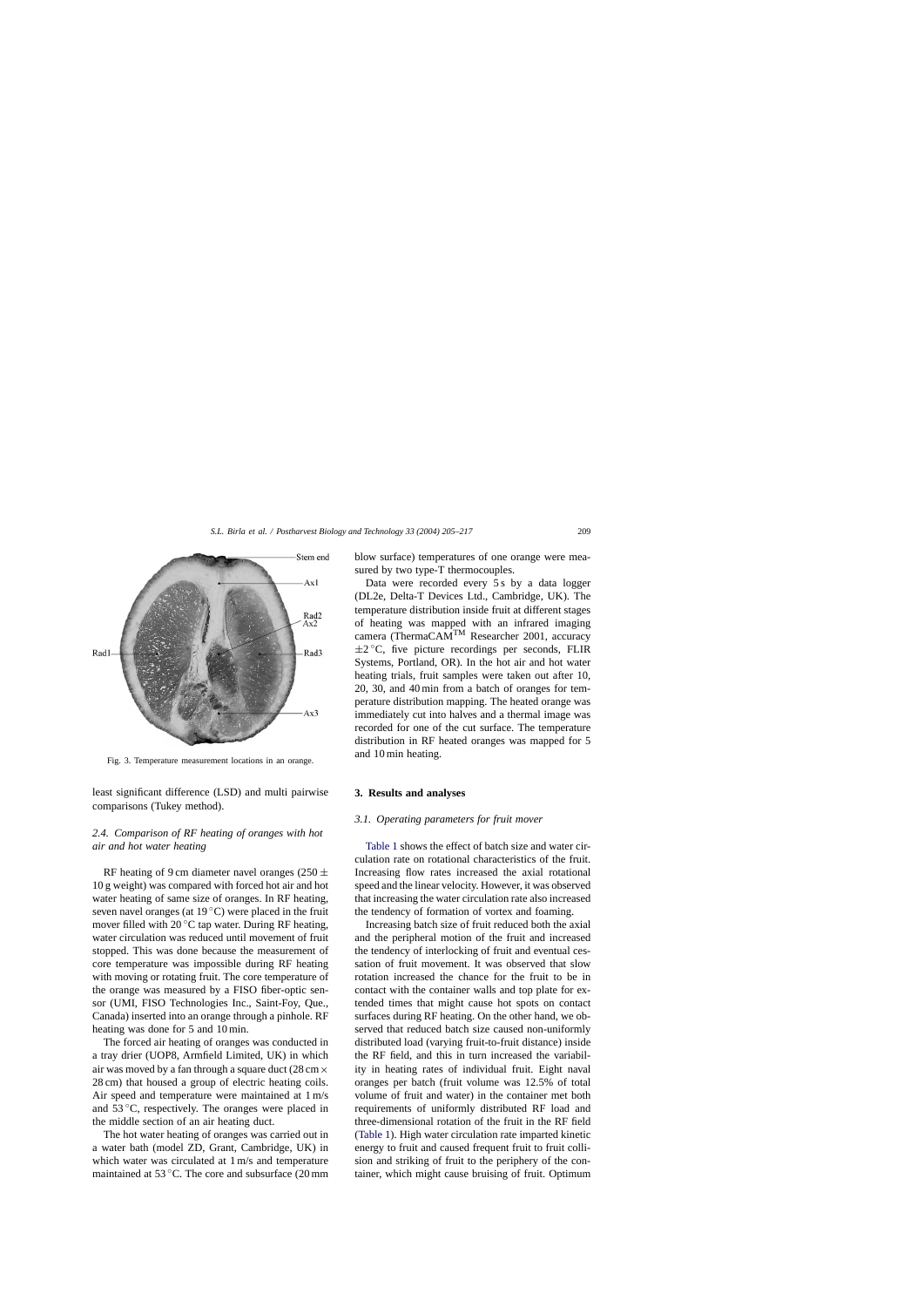Fig. 3. Temperature measurement locations in an orange.

least significant difference (LSD) and multi pairwise comparisons (Tukey method).

### 2.4. Comparison of RF heating of oranges with hot air and hot water heating

RF heating of 9 cm diameter navel oranges (250 ± 10 g weight) was compared with forced hot air and hot water heating of same size of oranges. In RF heating, seven navel oranges (at 19 °C) were placed in the fruit mover filled with 20 °C tap water. During RF heating, water circulation was reduced until movement of fruit stopped. This was done because the measurement of core temperature was impossible during RF heating with moving or rotating fruit. The core temperature of the orange was measured by a FISO fiber-optic sensor (UMI, FISO Technologies Inc., Saint-Foy, Que., Canada) inserted into an orange through a pinhole. RF heating was done for 5 and 10 min.

The forced air heating of oranges was conducted in a tray drier (UOP8, Armfield Limited, UK) in which air was moved by a fan through a square duct (28 cm × 28 cm) that housed a group of electric heating coils. Air speed and temperature were maintained at 1 m/s and 53 °C, respectively. The oranges were placed in the middle section of an air heating duct.

The hot water heating of oranges was carried out in a water bath (model ZD, Grant, Cambridge, UK) in which water was circulated at 1 m/s and temperature maintained at 53 °C. The core and subsurface (20 mm blow surface) temperatures of one orange were measured by two type-T thermocouples.

Data were recorded every 5 s by a data logger (DL2e, Delta-T Devices Ltd., Cambridge, UK). The temperature distribution inside fruit at different stages of heating was mapped with an infrared imaging camera (ThermaCAM™ Researcher 2001, accuracy ±2 °C, five picture recordings per seconds, FLIR Systems, Portland, OR). In the hot air and hot water heating trials, fruit samples were taken out after 10, 20, 30, and 40 min from a batch of oranges for temperature distribution mapping. The heated orange was immediately cut into halves and a thermal image was recorded for one of the cut surface. The temperature distribution in RF heated oranges was mapped for 5 and 10 min heating.

## 3. Results and analyses

### 3.1. Operating parameters for fruit mover

Table 1 shows the effect of batch size and water circulation rate on rotational characteristics of the fruit. Increasing flow rates increased the axial rotational speed and the linear velocity. However, it was observed that increasing the water circulation rate also increased the tendency of formation of vortex and foaming.

Increasing batch size of fruit reduced both the axial and the peripheral motion of the fruit and increased the tendency of interlocking of fruit and eventual cessation of fruit movement. It was observed that slow rotation increased the chance for the fruit to be in contact with the container walls and top plate for extended times that might cause hot spots on contact surfaces during RF heating. On the other hand, we observed that reduced batch size caused non-uniformly distributed load (varying fruit-to-fruit distance) inside the RF field, and this in turn increased the variability in heating rates of individual fruit. Eight naval oranges per batch (fruit volume was 12.5% of total volume of fruit and water) in the container met both requirements of uniformly distributed RF load and three-dimensional rotation of the fruit in the RF field (Table 1). High water circulation rate imparted kinetic energy to fruit and caused frequent fruit to fruit collision and striking of fruit to the periphery of the container, which might cause bruising of fruit. Optimum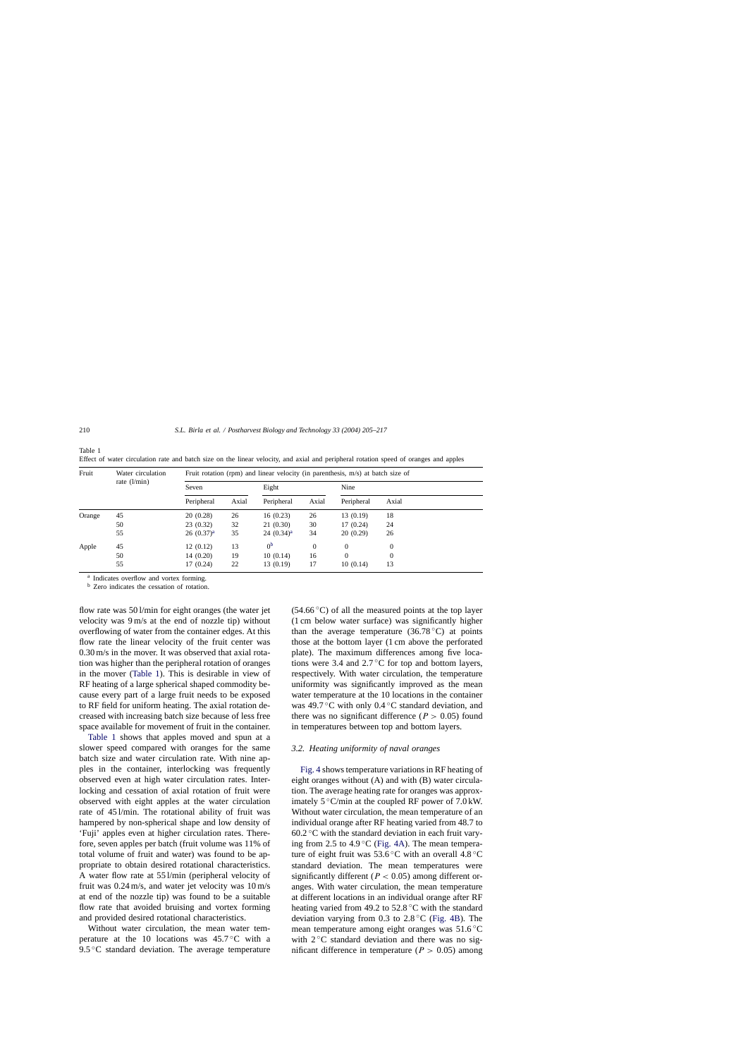Table 1

Effect of water circulation rate and batch size on the linear velocity, and axial and peripheral rotation speed of oranges and apples

| Fruit | Water circulation rate (l/min) | Fruit rotation (rpm) and linear velocity (in parenthesis, m/s) at batch size of | | | | | |
|---|---|---|---|---|---|---|---|
| | | Seven | | Eight | | Nine | |
| | | Peripheral | Axial | Peripheral | Axial | Peripheral | Axial |
| Orange | 45 | 20 (0.28) | 26 | 16 (0.23) | 26 | 13 (0.19) | 18 |
| | 50 | 23 (0.32) | 32 | 21 (0.30) | 30 | 17 (0.24) | 24 |
| | 55 | 26 (0.37)[a] | 35 | 24 (0.34)[a] | 34 | 20 (0.29) | 26 |
| Apple | 45 | 12 (0.12) | 13 | 0[b] | 0 | 0 | 0 |
| | 50 | 14 (0.20) | 19 | 10 (0.14) | 16 | 0 | 0 |
| | 55 | 17 (0.24) | 22 | 13 (0.19) | 17 | 10 (0.14) | 13 |

[a] Indicates overflow and vortex forming.

[b] Zero indicates the cessation of rotation.

flow rate was 50 l/min for eight oranges (the water jet velocity was 9 m/s at the end of nozzle tip) without overflowing of water from the container edges. At this flow rate the linear velocity of the fruit center was 0.30 m/s in the mover. It was observed that axial rotation was higher than the peripheral rotation of oranges in the mover (Table 1). This is desirable in view of RF heating of a large spherical shaped commodity because every part of a large fruit needs to be exposed to RF field for uniform heating. The axial rotation decreased with increasing batch size because of less free space available for movement of fruit in the container.

Table 1 shows that apples moved and spun at a slower speed compared with oranges for the same batch size and water circulation rate. With nine apples in the container, interlocking was frequently observed even at high water circulation rates. Interlocking and cessation of axial rotation of fruit were observed with eight apples at the water circulation rate of 45 l/min. The rotational ability of fruit was hampered by non-spherical shape and low density of 'Fuji' apples even at higher circulation rates. Therefore, seven apples per batch (fruit volume was 11% of total volume of fruit and water) was found to be appropriate to obtain desired rotational characteristics. A water flow rate at 55 l/min (peripheral velocity of fruit was 0.24 m/s, and water jet velocity was 10 m/s at end of the nozzle tip) was found to be a suitable flow rate that avoided bruising and vortex forming and provided desired rotational characteristics.

Without water circulation, the mean water temperature at the 10 locations was 45.7 °C with a 9.5 °C standard deviation. The average temperature (54.66 °C) of all the measured points at the top layer (1 cm below water surface) was significantly higher than the average temperature (36.78 °C) at points those at the bottom layer (1 cm above the perforated plate). The maximum differences among five locations were 3.4 and 2.7 °C for top and bottom layers, respectively. With water circulation, the temperature uniformity was significantly improved as the mean water temperature at the 10 locations in the container was 49.7 °C with only 0.4 °C standard deviation, and there was no significant difference ($P > 0.05$) found in temperatures between top and bottom layers.

### 3.2. Heating uniformity of naval oranges

Fig. 4 shows temperature variations in RF heating of eight oranges without (A) and with (B) water circulation. The average heating rate for oranges was approximately 5 °C/min at the coupled RF power of 7.0 kW. Without water circulation, the mean temperature of an individual orange after RF heating varied from 48.7 to 60.2 °C with the standard deviation in each fruit varying from 2.5 to 4.9 °C (Fig. 4A). The mean temperature of eight fruit was 53.6 °C with an overall 4.8 °C standard deviation. The mean temperatures were significantly different ($P < 0.05$) among different oranges. With water circulation, the mean temperature at different locations in an individual orange after RF heating varied from 49.2 to 52.8 °C with the standard deviation varying from 0.3 to 2.8 °C (Fig. 4B). The mean temperature among eight oranges was 51.6 °C with 2 °C standard deviation and there was no significant difference in temperature ($P > 0.05$) among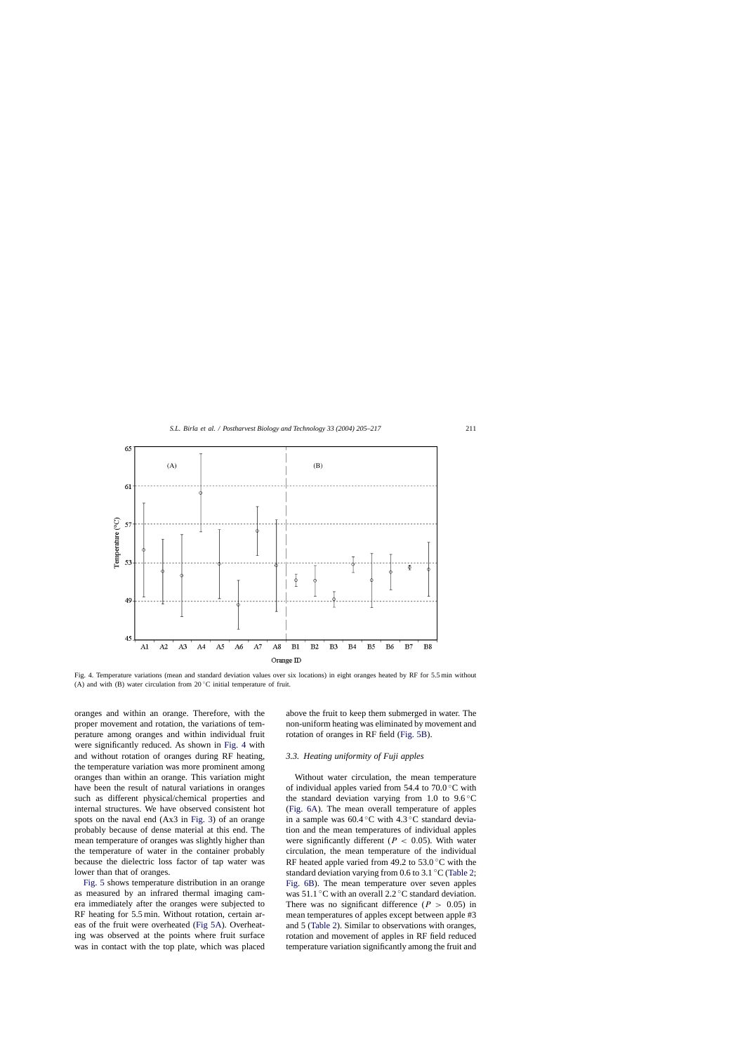Fig. 4. Temperature variations (mean and standard deviation values over six locations) in eight oranges heated by RF for 5.5 min without (A) and with (B) water circulation from 20 °C initial temperature of fruit.

oranges and within an orange. Therefore, with the proper movement and rotation, the variations of temperature among oranges and within individual fruit were significantly reduced. As shown in Fig. 4 with and without rotation of oranges during RF heating, the temperature variation was more prominent among oranges than within an orange. This variation might have been the result of natural variations in oranges such as different physical/chemical properties and internal structures. We have observed consistent hot spots on the naval end (Ax3 in Fig. 3) of an orange probably because of dense material at this end. The mean temperature of oranges was slightly higher than the temperature of water in the container probably because the dielectric loss factor of tap water was lower than that of oranges.

Fig. 5 shows temperature distribution in an orange as measured by an infrared thermal imaging camera immediately after the oranges were subjected to RF heating for 5.5 min. Without rotation, certain areas of the fruit were overheated (Fig 5A). Overheating was observed at the points where fruit surface was in contact with the top plate, which was placed above the fruit to keep them submerged in water. The non-uniform heating was eliminated by movement and rotation of oranges in RF field (Fig. 5B).

### *3.3. Heating uniformity of Fuji apples*

Without water circulation, the mean temperature of individual apples varied from 54.4 to 70.0 °C with the standard deviation varying from 1.0 to 9.6 °C (Fig. 6A). The mean overall temperature of apples in a sample was 60.4 °C with 4.3 °C standard deviation and the mean temperatures of individual apples were significantly different ($P < 0.05$). With water circulation, the mean temperature of the individual RF heated apple varied from 49.2 to 53.0 °C with the standard deviation varying from 0.6 to 3.1 °C (Table 2; Fig. 6B). The mean temperature over seven apples was 51.1 °C with an overall 2.2 °C standard deviation. There was no significant difference ($P > 0.05$) in mean temperatures of apples except between apple #3 and 5 (Table 2). Similar to observations with oranges, rotation and movement of apples in RF field reduced temperature variation significantly among the fruit and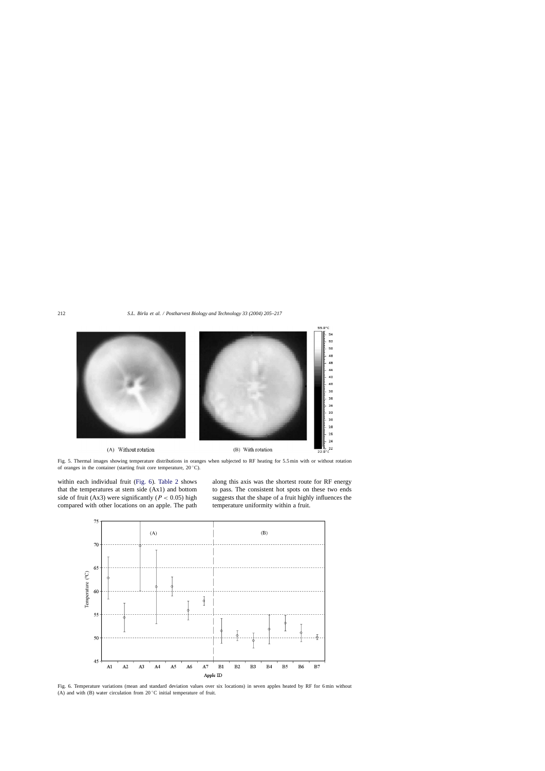Fig. 5. Thermal images showing temperature distributions in oranges when subjected to RF heating for 5.5 min with or without rotation of oranges in the container (starting fruit core temperature, 20 °C).

within each individual fruit (Fig. 6). Table 2 shows that the temperatures at stem side (Ax1) and bottom side of fruit (Ax3) were significantly ($P < 0.05$) high compared with other locations on an apple. The path along this axis was the shortest route for RF energy to pass. The consistent hot spots on these two ends suggests that the shape of a fruit highly influences the temperature uniformity within a fruit.

Fig. 6. Temperature variations (mean and standard deviation values over six locations) in seven apples heated by RF for 6 min without (A) and with (B) water circulation from 20 °C initial temperature of fruit.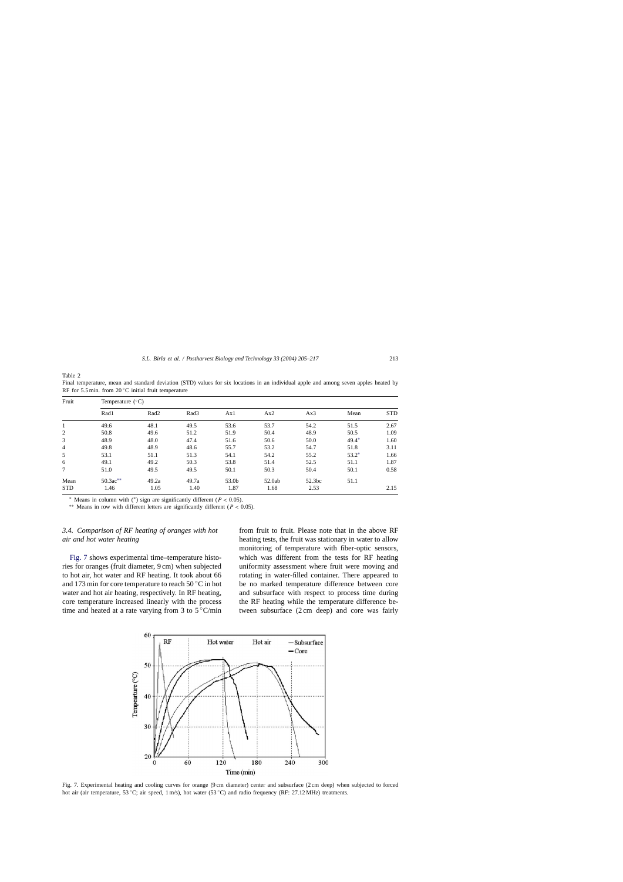Table 2

Final temperature, mean and standard deviation (STD) values for six locations in an individual apple and among seven apples heated by RF for 5.5 min. from 20 °C initial fruit temperature

| Fruit | Temperature (°C) | | | | | | | |
|---|---|---|---|---|---|---|---|---|
| | Rad1 | Rad2 | Rad3 | Ax1 | Ax2 | Ax3 | Mean | STD |
| 1 | 49.6 | 48.1 | 49.5 | 53.6 | 53.7 | 54.2 | 51.5 | 2.67 |
| 2 | 50.8 | 49.6 | 51.2 | 51.9 | 50.4 | 48.9 | 50.5 | 1.09 |
| 3 | 48.9 | 48.0 | 47.4 | 51.6 | 50.6 | 50.0 | 49.4* | 1.60 |
| 4 | 49.8 | 48.9 | 48.6 | 55.7 | 53.2 | 54.7 | 51.8 | 3.11 |
| 5 | 53.1 | 51.1 | 51.3 | 54.1 | 54.2 | 55.2 | 53.2* | 1.66 |
| 6 | 49.1 | 49.2 | 50.3 | 53.8 | 51.4 | 52.5 | 51.1 | 1.87 |
| 7 | 51.0 | 49.5 | 49.5 | 50.1 | 50.3 | 50.4 | 50.1 | 0.58 |
| Mean | 50.3ac** | 49.2a | 49.7a | 53.0b | 52.0ab | 52.3bc | 51.1 | |
| STD | 1.46 | 1.05 | 1.40 | 1.87 | 1.68 | 2.53 | | 2.15 |

\* Means in column with (*) sign are significantly different ($P < 0.05$).

\*\* Means in row with different letters are significantly different ($P < 0.05$).

### 3.4. Comparison of RF heating of oranges with hot air and hot water heating

Fig. 7 shows experimental time–temperature histories for oranges (fruit diameter, 9 cm) when subjected to hot air, hot water and RF heating. It took about 66 and 173 min for core temperature to reach 50 °C in hot water and hot air heating, respectively. In RF heating, core temperature increased linearly with the process time and heated at a rate varying from 3 to 5 °C/min from fruit to fruit. Please note that in the above RF heating tests, the fruit was stationary in water to allow monitoring of temperature with fiber-optic sensors, which was different from the tests for RF heating uniformity assessment where fruit were moving and rotating in water-filled container. There appeared to be no marked temperature difference between core and subsurface with respect to process time during the RF heating while the temperature difference between subsurface (2 cm deep) and core was fairly

Fig. 7. Experimental heating and cooling curves for orange (9 cm diameter) center and subsurface (2 cm deep) when subjected to forced hot air (air temperature, 53 °C; air speed, 1 m/s), hot water (53 °C) and radio frequency (RF: 27.12 MHz) treatments.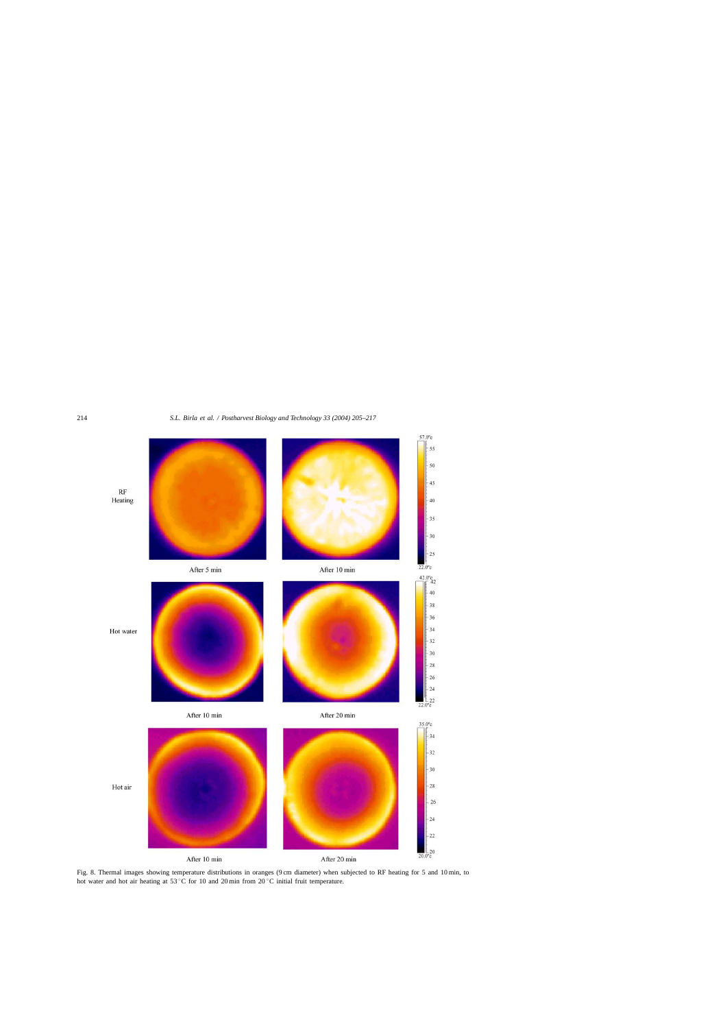Fig. 8. Thermal images showing temperature distributions in oranges (9 cm diameter) when subjected to RF heating for 5 and 10 min, to hot water and hot air heating at 53 °C for 10 and 20 min from 20 °C initial fruit temperature.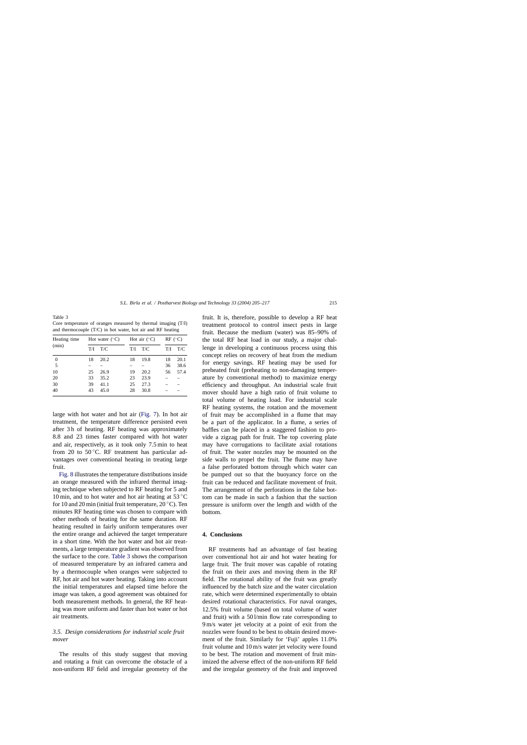Table 3
Core temperature of oranges measured by thermal imaging (T/I) and thermocouple (T/C) in hot water, hot air and RF heating

| Heating time (min) | Hot water (°C) | | Hot air (°C) | | RF (°C) | |
|---|---|---|---|---|---|---|
| | T/I | T/C | T/I | T/C | T/I | T/C |
| 0 | 18 | 20.2 | 18 | 19.8 | 18 | 20.1 |
| 5 | – | – | – | – | 36 | 38.6 |
| 10 | 25 | 26.9 | 19 | 20.2 | 56 | 57.4 |
| 20 | 33 | 35.2 | 23 | 23.9 | – | – |
| 30 | 39 | 41.1 | 25 | 27.3 | – | – |
| 40 | 43 | 45.0 | 28 | 30.8 | – | – |

large with hot water and hot air (Fig. 7). In hot air treatment, the temperature difference persisted even after 3 h of heating. RF heating was approximately 8.8 and 23 times faster compared with hot water and air, respectively, as it took only 7.5 min to heat from 20 to 50 °C. RF treatment has particular advantages over conventional heating in treating large fruit.

Fig. 8 illustrates the temperature distributions inside an orange measured with the infrared thermal imaging technique when subjected to RF heating for 5 and 10 min, and to hot water and hot air heating at 53 °C for 10 and 20 min (initial fruit temperature, 20 °C). Ten minutes RF heating time was chosen to compare with other methods of heating for the same duration. RF heating resulted in fairly uniform temperatures over the entire orange and achieved the target temperature in a short time. With the hot water and hot air treatments, a large temperature gradient was observed from the surface to the core. Table 3 shows the comparison of measured temperature by an infrared camera and by a thermocouple when oranges were subjected to RF, hot air and hot water heating. Taking into account the initial temperatures and elapsed time before the image was taken, a good agreement was obtained for both measurement methods. In general, the RF heating was more uniform and faster than hot water or hot air treatments.

### 3.5. Design considerations for industrial scale fruit mover

The results of this study suggest that moving and rotating a fruit can overcome the obstacle of a non-uniform RF field and irregular geometry of the fruit. It is, therefore, possible to develop a RF heat treatment protocol to control insect pests in large fruit. Because the medium (water) was 85–90% of the total RF heat load in our study, a major challenge in developing a continuous process using this concept relies on recovery of heat from the medium for energy savings. RF heating may be used for preheated fruit (preheating to non-damaging temperature by conventional method) to maximize energy efficiency and throughput. An industrial scale fruit mover should have a high ratio of fruit volume to total volume of heating load. For industrial scale RF heating systems, the rotation and the movement of fruit may be accomplished in a flume that may be a part of the applicator. In a flume, a series of baffles can be placed in a staggered fashion to provide a zigzag path for fruit. The top covering plate may have corrugations to facilitate axial rotations of fruit. The water nozzles may be mounted on the side walls to propel the fruit. The flume may have a false perforated bottom through which water can be pumped out so that the buoyancy force on the fruit can be reduced and facilitate movement of fruit. The arrangement of the perforations in the false bottom can be made in such a fashion that the suction pressure is uniform over the length and width of the bottom.

## 4. Conclusions

RF treatments had an advantage of fast heating over conventional hot air and hot water heating for large fruit. The fruit mover was capable of rotating the fruit on their axes and moving them in the RF field. The rotational ability of the fruit was greatly influenced by the batch size and the water circulation rate, which were determined experimentally to obtain desired rotational characteristics. For naval oranges, 12.5% fruit volume (based on total volume of water and fruit) with a 50 l/min flow rate corresponding to 9 m/s water jet velocity at a point of exit from the nozzles were found to be best to obtain desired movement of the fruit. Similarly for 'Fuji' apples 11.0% fruit volume and 10 m/s water jet velocity were found to be best. The rotation and movement of fruit minimized the adverse effect of the non-uniform RF field and the irregular geometry of the fruit and improved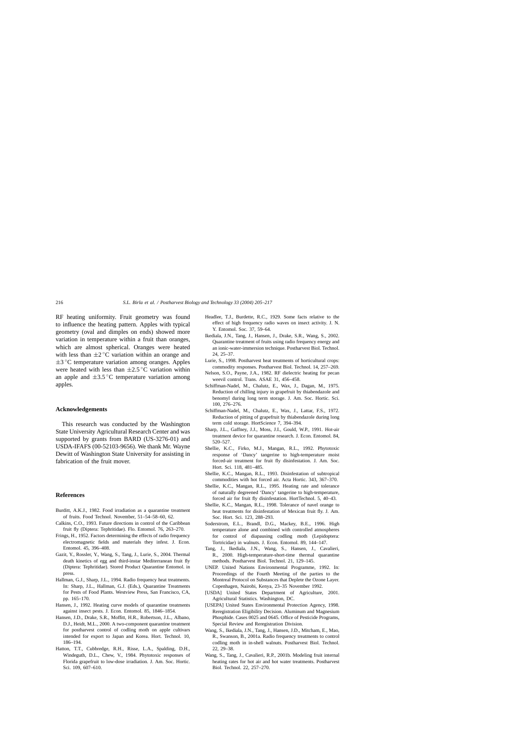RF heating uniformity. Fruit geometry was found to influence the heating pattern. Apples with typical geometry (oval and dimples on ends) showed more variation in temperature within a fruit than oranges, which are almost spherical. Oranges were heated with less than $\pm 2\,^{\circ}\mathrm{C}$ variation within an orange and $\pm 3\,^{\circ}\mathrm{C}$ temperature variation among oranges. Apples were heated with less than $\pm 2.5\,^{\circ}\mathrm{C}$ variation within an apple and $\pm 3.5\,^{\circ}\mathrm{C}$ temperature variation among apples.

## Acknowledgements

This research was conducted by the Washington State University Agricultural Research Center and was supported by grants from BARD (US-3276-01) and USDA-IFAFS (00-52103-9656). We thank Mr. Wayne Dewitt of Washington State University for assisting in fabrication of the fruit mover.

## References

Burditt, A.K.J., 1982. Food irradiation as a quarantine treatment of fruits. Food Technol. November, 51–54–58–60, 62.

Calkins, C.O., 1993. Future directions in control of the Caribbean fruit fly (Diptera: Tephritidae). Flo. Entomol. 76, 263–270.

Frings, H., 1952. Factors determining the effects of radio frequency electromagnetic fields and materials they infest. J. Econ. Entomol. 45, 396–408.

Gazit, Y., Rossler, Y., Wang, S., Tang, J., Lurie, S., 2004. Thermal death kinetics of egg and third-instar Mediterranean fruit fly (Diptera: Tephritidae). Stored Product Quarantine Entomol. in press.

Hallman, G.J., Sharp, J.L., 1994. Radio frequency heat treatments. In: Sharp, J.L., Hallman, G.J. (Eds.), Quarantine Treatments for Pests of Food Plants. Westview Press, San Francisco, CA, pp. 165–170.

Hansen, J., 1992. Heating curve models of quarantine treatments against insect pests. J. Econ. Entomol. 85, 1846–1854.

Hansen, J.D., Drake, S.R., Moffitt, H.R., Robertson, J.L., Albano, D.J., Heidt, M.L., 2000. A two-component quarantine treatment for postharvest control of codling moth on apple cultivars intended for export to Japan and Korea. Hort. Technol. 10, 186–194.

Hatton, T.T., Cubbredge, R.H., Risse, L.A., Spalding, D.H., Windeguth, D.L., Chew, V., 1984. Phytotoxic responses of Florida grapefruit to low-dose irradiation. J. Am. Soc. Hortic. Sci. 109, 607–610.

Headlee, T.J., Burdette, R.C., 1929. Some facts relative to the effect of high frequency radio waves on insect activity. J. N. Y. Entomol. Soc. 37, 59–64.

Ikediala, J.N., Tang, J., Hansen, J., Drake, S.R., Wang, S., 2002. Quarantine treatment of fruits using radio frequency energy and an ionic-water-immersion technique. Postharvest Biol. Technol. 24, 25–37.

Lurie, S., 1998. Postharvest heat treatments of horticultural crops: commodity responses. Postharvest Biol. Technol. 14, 257–269.

Nelson, S.O., Payne, J.A., 1982. RF dielectric heating for pecan weevil control. Trans. ASAE 31, 456–458.

Schiffman-Nadel, M., Chalutz, E., Wax, J., Dagan, M., 1975. Reduction of chilling injury in grapefruit by thiabendazole and benomyl during long term storage. J. Am. Soc. Hortic. Sci. 100, 276–276.

Schiffman-Nadel, M., Chalutz, E., Wax, J., Lattar, F.S., 1972. Reduction of pitting of grapefruit by thiabendazole during long term cold storage. HortScience 7, 394–394.

Sharp, J.L., Gaffney, J.J., Moss, J.I., Gould, W.P., 1991. Hot-air treatment device for quarantine research. J. Econ. Entomol. 84, 520–527.

Shellie, K.C., Firko, M.J., Mangan, R.L., 1992. Phytotoxic response of 'Dancy' tangerine to high-temperature moist forced-air treatment for fruit fly disinfestation. J. Am. Soc. Hort. Sci. 118, 481–485.

Shellie, K.C., Mangan, R.L., 1993. Disinfestation of subtropical commodities with hot forced air. Acta Hortic. 343, 367–370.

Shellie, K.C., Mangan, R.L., 1995. Heating rate and tolerance of naturally degreened 'Dancy' tangerine to high-temperature, forced air for fruit fly disinfestation. HortTechnol. 5, 40–43.

Shellie, K.C., Mangan, R.L., 1998. Tolerance of navel orange to heat treatments for disinfestation of Mexican fruit fly. J. Am. Soc. Hort. Sci. 123, 288–293.

Soderstrom, E.L., Brandl, D.G., Mackey, B.E., 1996. High temperature alone and combined with controlled atmospheres for control of diapausing codling moth (Lepidoptera: Tortricidae) in walnuts. J. Econ. Entomol. 89, 144–147.

Tang, J., Ikediala, J.N., Wang, S., Hansen, J., Cavalieri, R., 2000. High-temperature-short-time thermal quarantine methods. Postharvest Biol. Technol. 21, 129–145.

UNEP. United Nations Environmental Programme, 1992. In: Proceedings of the Fourth Meeting of the parties to the Montreal Protocol on Substances that Deplete the Ozone Layer. Copenhagen, Nairobi, Kenya, 23–35 November 1992.

[USDA] United States Department of Agriculture, 2001. Agricultural Statistics. Washington, DC.

[USEPA] United States Environmental Protection Agency, 1998. Reregistration Eligibility Decision. Aluminum and Magnesium Phosphide. Cases 0025 and 0645. Office of Pesticide Programs, Special Review and Reregistration Division.

Wang, S., Ikediala, J.N., Tang, J., Hansen, J.D., Mitcham, E., Mao, R., Swanson, B., 2001a. Radio frequency treatments to control codling moth in in-shell walnuts. Postharvest Biol. Technol. 22, 29–38.

Wang, S., Tang, J., Cavalieri, R.P., 2001b. Modeling fruit internal heating rates for hot air and hot water treatments. Postharvest Biol. Technol. 22, 257–270.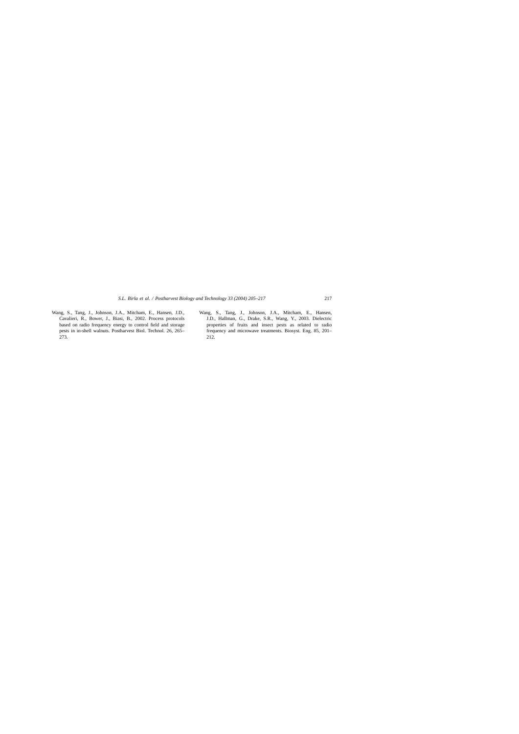Wang, S., Tang, J., Johnson, J.A., Mitcham, E., Hansen, J.D., Cavalieri, R., Bower, J., Biasi, B., 2002. Process protocols based on radio frequency energy to control field and storage pests in in-shell walnuts. Postharvest Biol. Technol. 26, 265–273.

Wang, S., Tang, J., Johnson, J.A., Mitcham, E., Hansen, J.D., Hallman, G., Drake, S.R., Wang, Y., 2003. Dielectric properties of fruits and insect pests as related to radio frequency and microwave treatments. Biosyst. Eng. 85, 201–212.